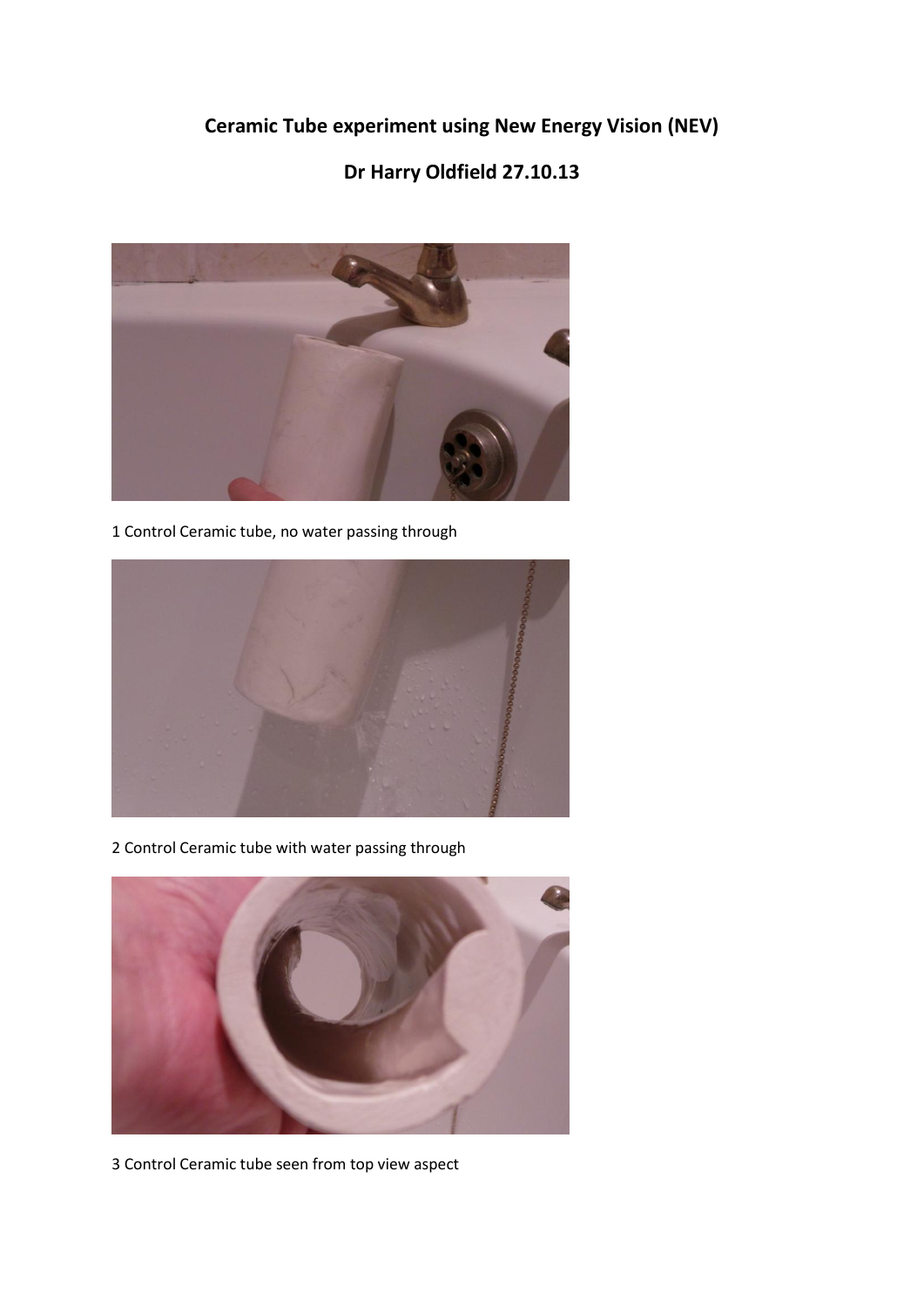# Ceramic Tube experiment using New Energy Vision (NEV)

## Dr Harry Oldfield 27.10.13

1 Control Ceramic tube, no water passing through

2 Control Ceramic tube with water passing through

3 Control Ceramic tube seen from top view aspect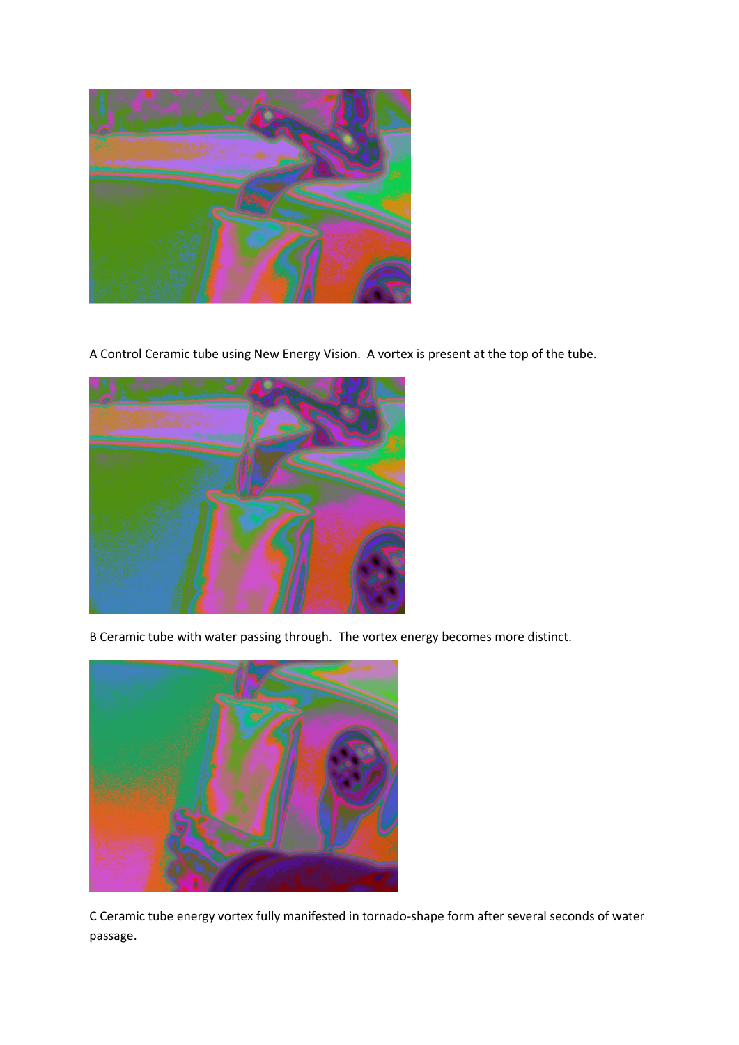A Control Ceramic tube using New Energy Vision. A vortex is present at the top of the tube.

B Ceramic tube with water passing through. The vortex energy becomes more distinct.

C Ceramic tube energy vortex fully manifested in tornado-shape form after several seconds of water passage.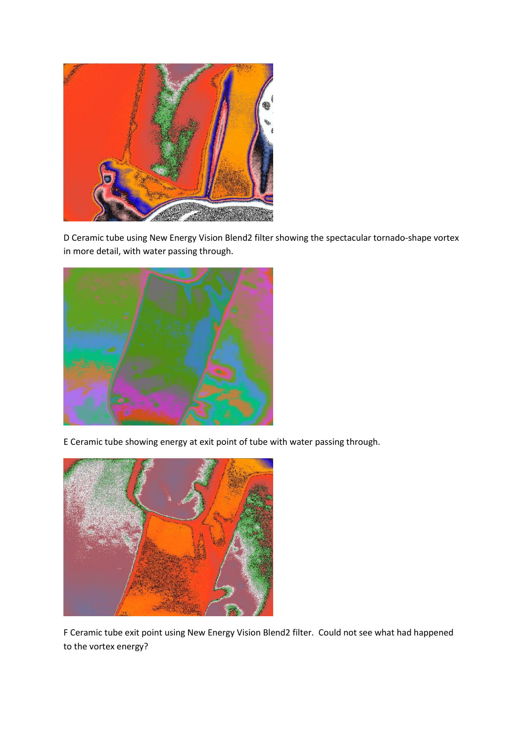D Ceramic tube using New Energy Vision Blend2 filter showing the spectacular tornado-shape vortex in more detail, with water passing through.

E Ceramic tube showing energy at exit point of tube with water passing through.

F Ceramic tube exit point using New Energy Vision Blend2 filter. Could not see what had happened to the vortex energy?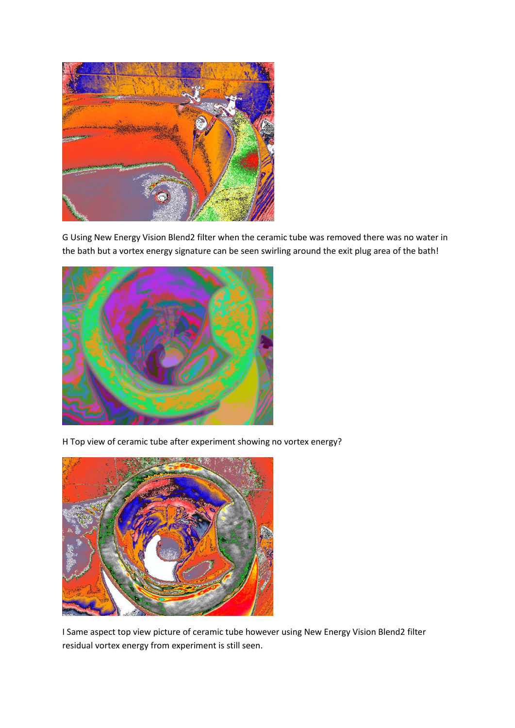G Using New Energy Vision Blend2 filter when the ceramic tube was removed there was no water in the bath but a vortex energy signature can be seen swirling around the exit plug area of the bath!

H Top view of ceramic tube after experiment showing no vortex energy?

I Same aspect top view picture of ceramic tube however using New Energy Vision Blend2 filter residual vortex energy from experiment is still seen.